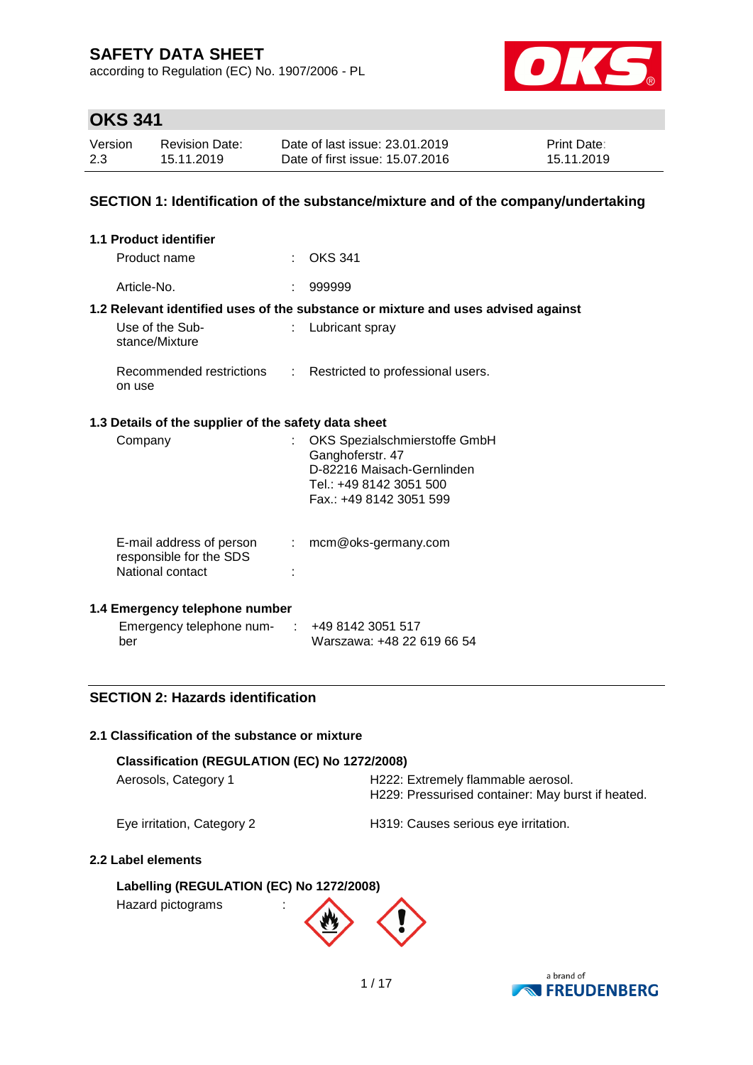# SAFETY DATA SHEET

according to Regulation (EC) No. 1907/2006 - PL

## OKS 341

| Version | Revision Date: | Date of last issue: 23.01.2019 | Print Date: |
|---|---|---|---|
| 2.3 | 15.11.2019 | Date of first issue: 15.07.2016 | 15.11.2019 |

## SECTION 1: Identification of the substance/mixture and of the company/undertaking

### 1.1 Product identifier

Product name : OKS 341

Article-No. : 999999

### 1.2 Relevant identified uses of the substance or mixture and uses advised against

Use of the Substance/Mixture : Lubricant spray

Recommended restrictions on use : Restricted to professional users.

### 1.3 Details of the supplier of the safety data sheet

Company : OKS Spezialschmierstoffe GmbH
Ganghoferstr. 47
D-82216 Maisach-Gernlinden
Tel.: +49 8142 3051 500
Fax.: +49 8142 3051 599

E-mail address of person responsible for the SDS : mcm@oks-germany.com

National contact :

### 1.4 Emergency telephone number

Emergency telephone number : +49 8142 3051 517
Warszawa: +48 22 619 66 54

## SECTION 2: Hazards identification

### 2.1 Classification of the substance or mixture

**Classification (REGULATION (EC) No 1272/2008)**

| | |
|---|---|
| Aerosols, Category 1 | H222: Extremely flammable aerosol.<br>H229: Pressurised container: May burst if heated. |
| Eye irritation, Category 2 | H319: Causes serious eye irritation. |

### 2.2 Label elements

**Labelling (REGULATION (EC) No 1272/2008)**

Hazard pictograms :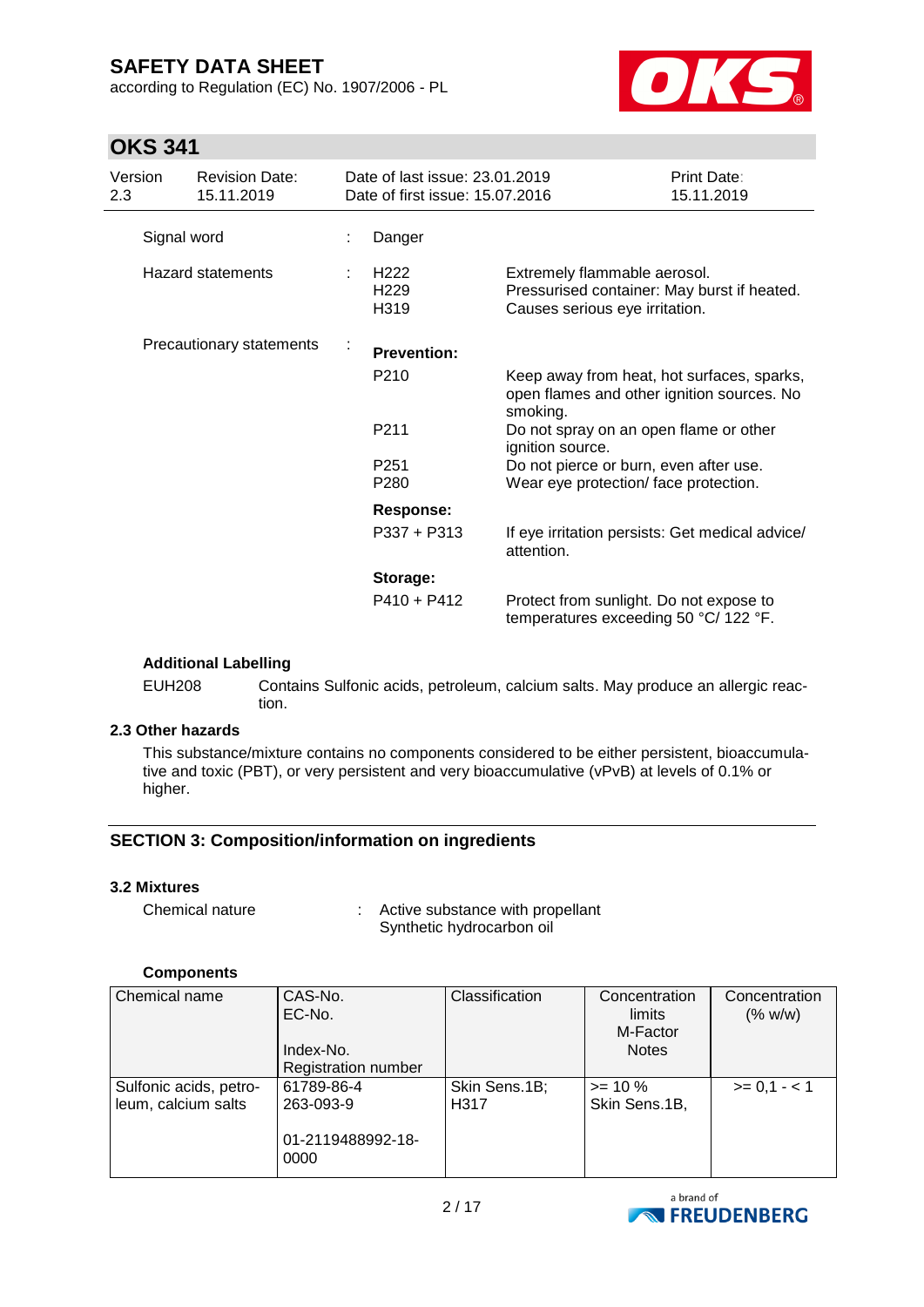| Signal word | : | Danger | |
|---|---|---|---|
| Hazard statements | : | H222<br>H229<br>H319 | Extremely flammable aerosol.<br>Pressurised container: May burst if heated.<br>Causes serious eye irritation. |
| Precautionary statements | : | **Prevention:** | |
| | | P210 | Keep away from heat, hot surfaces, sparks, open flames and other ignition sources. No smoking. |
| | | P211 | Do not spray on an open flame or other ignition source. |
| | | P251 | Do not pierce or burn, even after use. |
| | | P280 | Wear eye protection/ face protection. |
| | | **Response:** | |
| | | P337 + P313 | If eye irritation persists: Get medical advice/ attention. |
| | | **Storage:** | |
| | | P410 + P412 | Protect from sunlight. Do not expose to temperatures exceeding 50 °C/ 122 °F. |

**Additional Labelling**

EUH208 Contains Sulfonic acids, petroleum, calcium salts. May produce an allergic reaction.

### 2.3 Other hazards

This substance/mixture contains no components considered to be either persistent, bioaccumulative and toxic (PBT), or very persistent and very bioaccumulative (vPvB) at levels of 0.1% or higher.

## SECTION 3: Composition/information on ingredients

### 3.2 Mixtures

Chemical nature : Active substance with propellant
Synthetic hydrocarbon oil

**Components**

| Chemical name | CAS-No.<br>EC-No.<br><br>Index-No.<br>Registration number | Classification | Concentration limits<br>M-Factor<br>Notes | Concentration (% w/w) |
|---|---|---|---|---|
| Sulfonic acids, petroleum, calcium salts | 61789-86-4<br>263-093-9<br><br>01-2119488992-18-0000 | Skin Sens.1B; H317 | >= 10 %<br>Skin Sens.1B, | >= 0,1 - < 1 |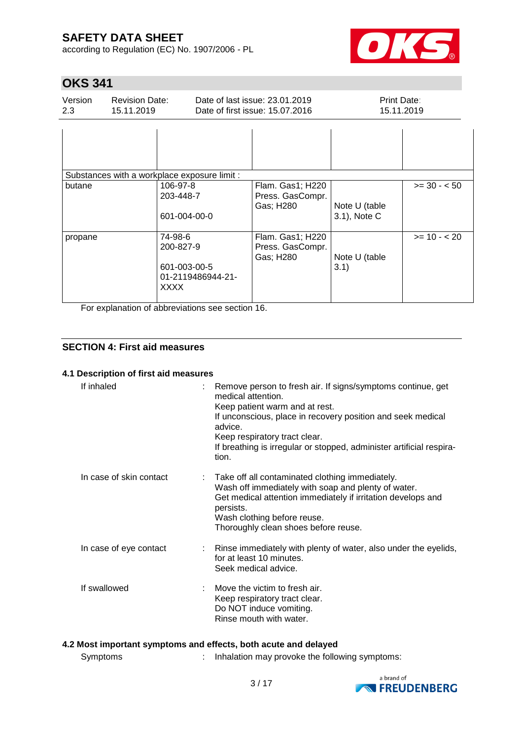| | | | | |
|---|---|---|---|---|
| | | | | |
| Substances with a workplace exposure limit : | | | | |
| butane | 106-97-8<br>203-448-7<br><br>601-004-00-0 | Flam. Gas1; H220<br>Press. GasCompr. Gas; H280 | Note U (table 3.1), Note C | >= 30 - < 50 |
| propane | 74-98-6<br>200-827-9<br><br>601-003-00-5<br>01-2119486944-21-XXXX | Flam. Gas1; H220<br>Press. GasCompr. Gas; H280 | Note U (table 3.1) | >= 10 - < 20 |

For explanation of abbreviations see section 16.

## SECTION 4: First aid measures

### 4.1 Description of first aid measures

If inhaled : Remove person to fresh air. If signs/symptoms continue, get medical attention.
Keep patient warm and at rest.
If unconscious, place in recovery position and seek medical advice.
Keep respiratory tract clear.
If breathing is irregular or stopped, administer artificial respiration.

In case of skin contact : Take off all contaminated clothing immediately.
Wash off immediately with soap and plenty of water.
Get medical attention immediately if irritation develops and persists.
Wash clothing before reuse.
Thoroughly clean shoes before reuse.

In case of eye contact : Rinse immediately with plenty of water, also under the eyelids, for at least 10 minutes.
Seek medical advice.

If swallowed : Move the victim to fresh air.
Keep respiratory tract clear.
Do NOT induce vomiting.
Rinse mouth with water.

### 4.2 Most important symptoms and effects, both acute and delayed

Symptoms : Inhalation may provoke the following symptoms: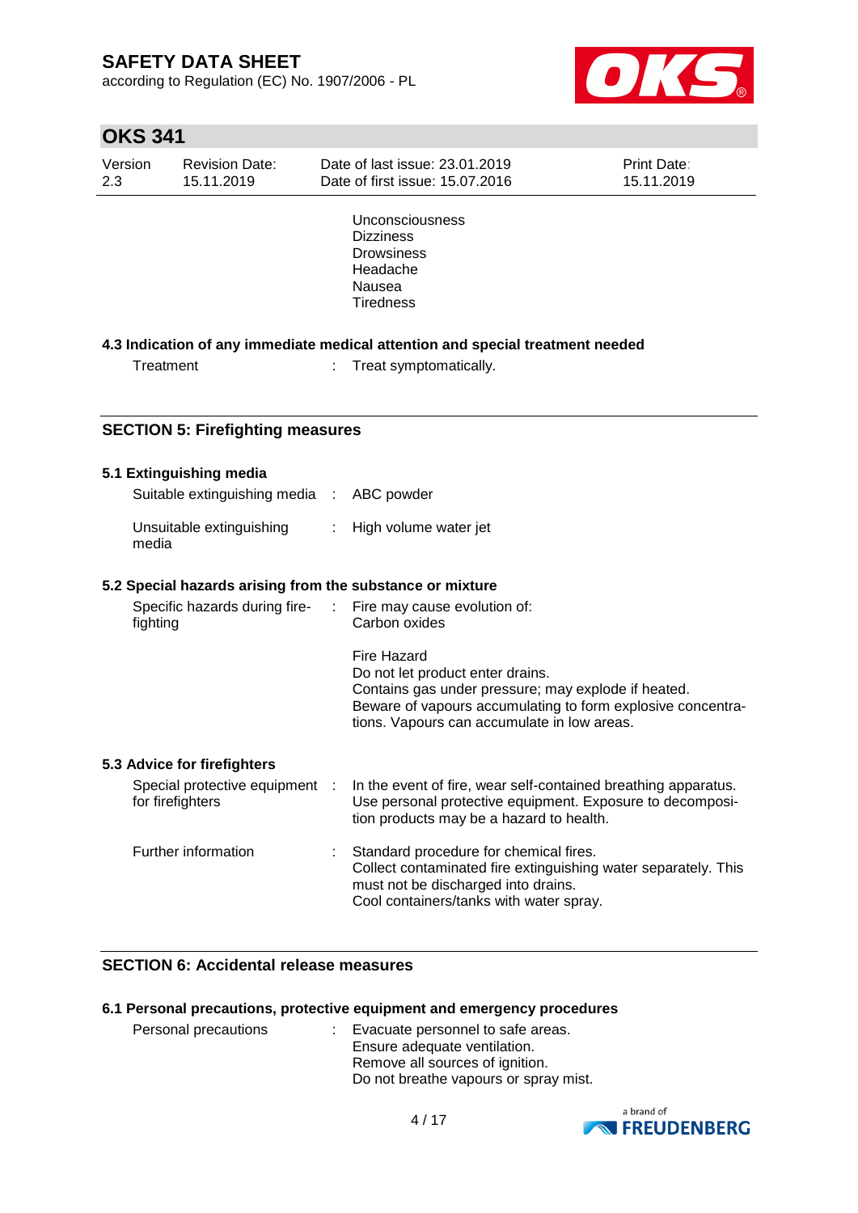Unconsciousness
Dizziness
Drowsiness
Headache
Nausea
Tiredness

### 4.3 Indication of any immediate medical attention and special treatment needed

| | | |
|---|---|---|
| Treatment | : | Treat symptomatically. |

## SECTION 5: Firefighting measures

### 5.1 Extinguishing media

| | | |
|---|---|---|
| Suitable extinguishing media | : | ABC powder |
| Unsuitable extinguishing media | : | High volume water jet |

### 5.2 Special hazards arising from the substance or mixture

| | | |
|---|---|---|
| Specific hazards during fire-fighting | : | Fire may cause evolution of: Carbon oxides<br><br>Fire Hazard<br>Do not let product enter drains.<br>Contains gas under pressure; may explode if heated.<br>Beware of vapours accumulating to form explosive concentrations. Vapours can accumulate in low areas. |

### 5.3 Advice for firefighters

| | | |
|---|---|---|
| Special protective equipment for firefighters | : | In the event of fire, wear self-contained breathing apparatus. Use personal protective equipment. Exposure to decomposition products may be a hazard to health. |
| Further information | : | Standard procedure for chemical fires.<br>Collect contaminated fire extinguishing water separately. This must not be discharged into drains.<br>Cool containers/tanks with water spray. |

## SECTION 6: Accidental release measures

### 6.1 Personal precautions, protective equipment and emergency procedures

| | | |
|---|---|---|
| Personal precautions | : | Evacuate personnel to safe areas.<br>Ensure adequate ventilation.<br>Remove all sources of ignition.<br>Do not breathe vapours or spray mist. |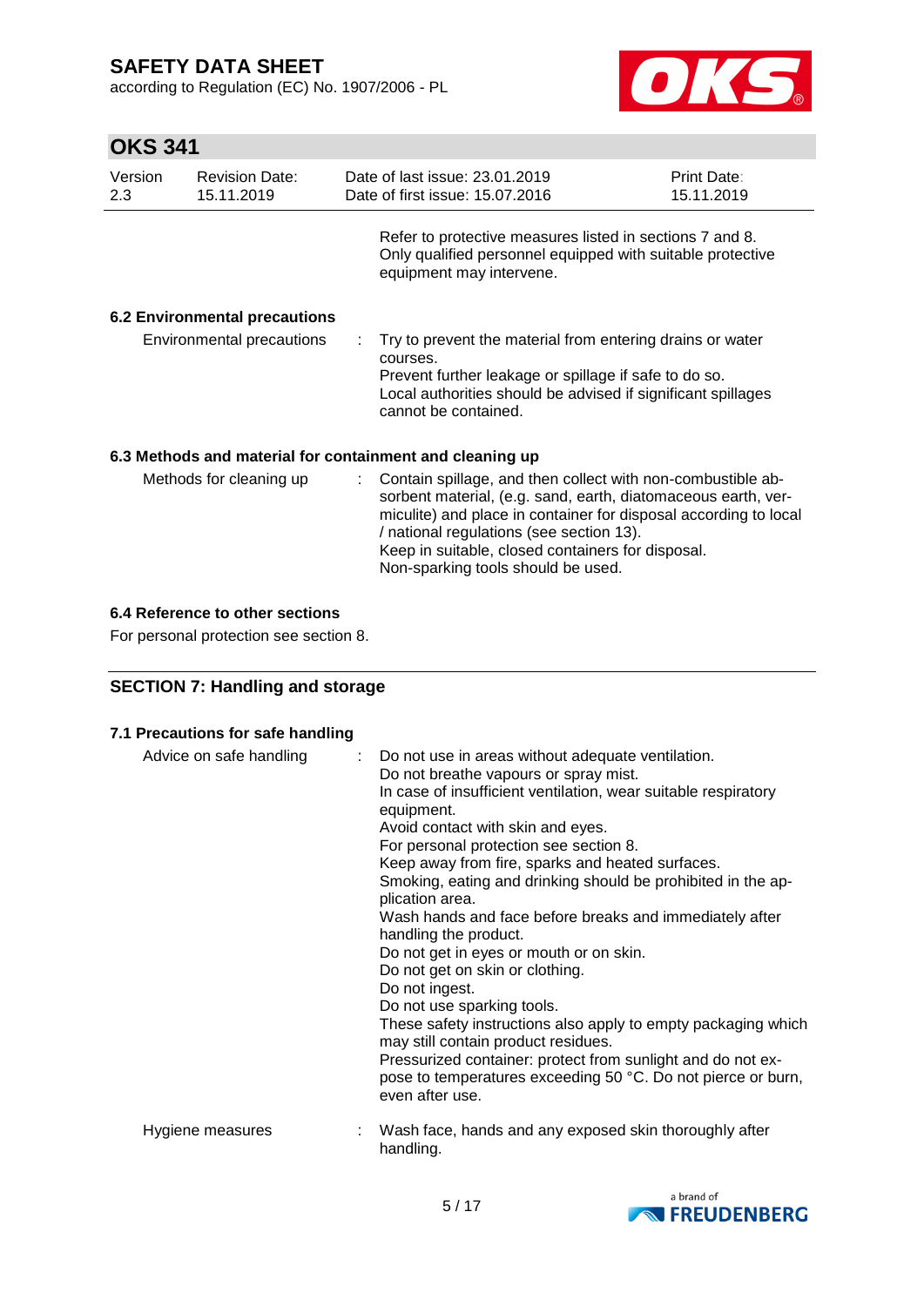Refer to protective measures listed in sections 7 and 8.
Only qualified personnel equipped with suitable protective equipment may intervene.

### 6.2 Environmental precautions

| | | |
|---|---|---|
| Environmental precautions | : | Try to prevent the material from entering drains or water courses.<br>Prevent further leakage or spillage if safe to do so.<br>Local authorities should be advised if significant spillages cannot be contained. |

### 6.3 Methods and material for containment and cleaning up

| | | |
|---|---|---|
| Methods for cleaning up | : | Contain spillage, and then collect with non-combustible absorbent material, (e.g. sand, earth, diatomaceous earth, vermiculite) and place in container for disposal according to local / national regulations (see section 13).<br>Keep in suitable, closed containers for disposal.<br>Non-sparking tools should be used. |

### 6.4 Reference to other sections

For personal protection see section 8.

## SECTION 7: Handling and storage

### 7.1 Precautions for safe handling

| | | |
|---|---|---|
| Advice on safe handling | : | Do not use in areas without adequate ventilation.<br>Do not breathe vapours or spray mist.<br>In case of insufficient ventilation, wear suitable respiratory equipment.<br>Avoid contact with skin and eyes.<br>For personal protection see section 8.<br>Keep away from fire, sparks and heated surfaces.<br>Smoking, eating and drinking should be prohibited in the application area.<br>Wash hands and face before breaks and immediately after handling the product.<br>Do not get in eyes or mouth or on skin.<br>Do not get on skin or clothing.<br>Do not ingest.<br>Do not use sparking tools.<br>These safety instructions also apply to empty packaging which may still contain product residues.<br>Pressurized container: protect from sunlight and do not expose to temperatures exceeding 50 °C. Do not pierce or burn, even after use. |
| Hygiene measures | : | Wash face, hands and any exposed skin thoroughly after handling. |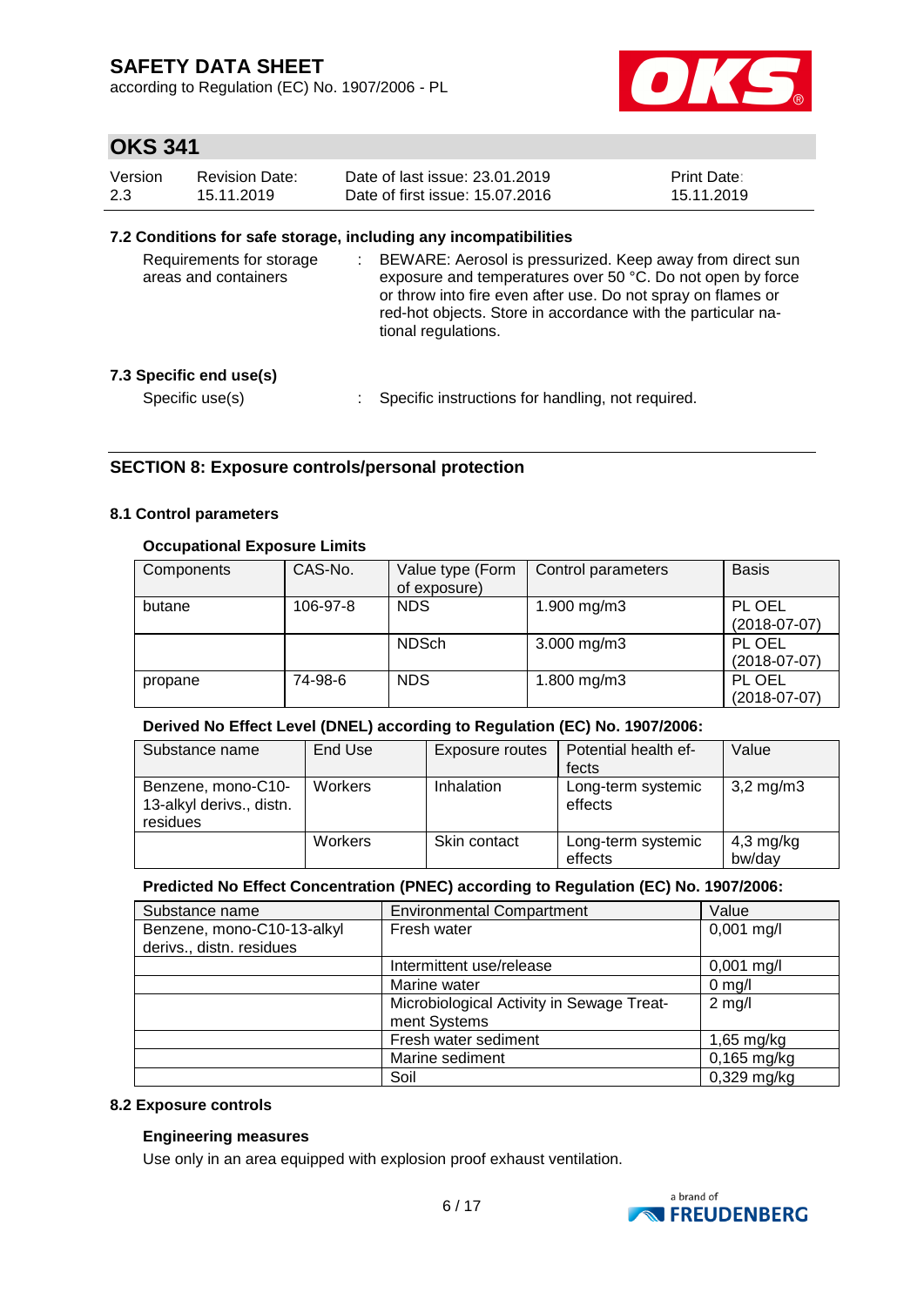### 7.2 Conditions for safe storage, including any incompatibilities

Requirements for storage areas and containers : BEWARE: Aerosol is pressurized. Keep away from direct sun exposure and temperatures over 50 °C. Do not open by force or throw into fire even after use. Do not spray on flames or red-hot objects. Store in accordance with the particular national regulations.

### 7.3 Specific end use(s)

Specific use(s) : Specific instructions for handling, not required.

## SECTION 8: Exposure controls/personal protection

### 8.1 Control parameters

**Occupational Exposure Limits**

| Components | CAS-No. | Value type (Form of exposure) | Control parameters | Basis |
|---|---|---|---|---|
| butane | 106-97-8 | NDS | 1.900 mg/m3 | PL OEL (2018-07-07) |
| | | NDSch | 3.000 mg/m3 | PL OEL (2018-07-07) |
| propane | 74-98-6 | NDS | 1.800 mg/m3 | PL OEL (2018-07-07) |

**Derived No Effect Level (DNEL) according to Regulation (EC) No. 1907/2006:**

| Substance name | End Use | Exposure routes | Potential health effects | Value |
|---|---|---|---|---|
| Benzene, mono-C10-13-alkyl derivs., distn. residues | Workers | Inhalation | Long-term systemic effects | 3,2 mg/m3 |
| | Workers | Skin contact | Long-term systemic effects | 4,3 mg/kg bw/day |

**Predicted No Effect Concentration (PNEC) according to Regulation (EC) No. 1907/2006:**

| Substance name | Environmental Compartment | Value |
|---|---|---|
| Benzene, mono-C10-13-alkyl derivs., distn. residues | Fresh water | 0,001 mg/l |
| | Intermittent use/release | 0,001 mg/l |
| | Marine water | 0 mg/l |
| | Microbiological Activity in Sewage Treatment Systems | 2 mg/l |
| | Fresh water sediment | 1,65 mg/kg |
| | Marine sediment | 0,165 mg/kg |
| | Soil | 0,329 mg/kg |

### 8.2 Exposure controls

**Engineering measures**

Use only in an area equipped with explosion proof exhaust ventilation.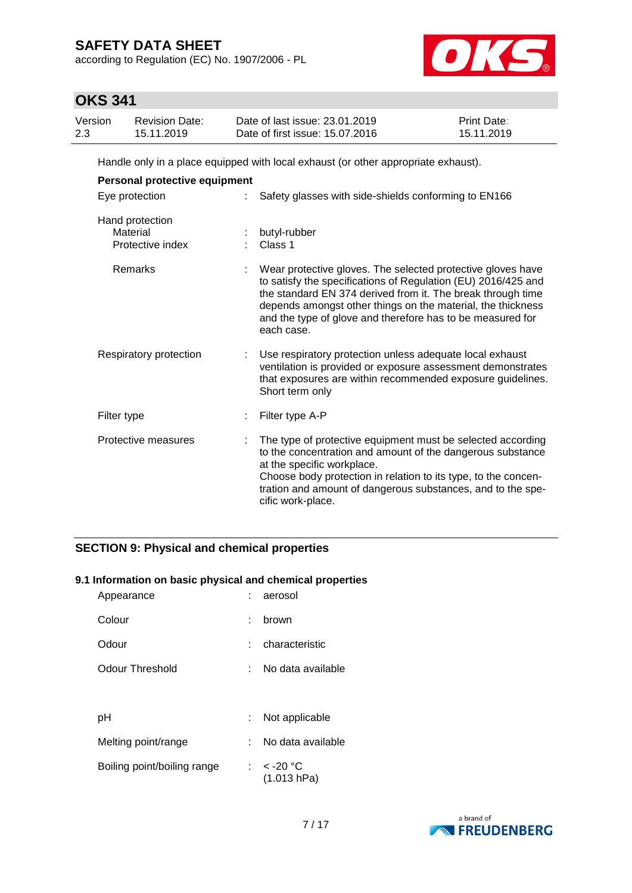Handle only in a place equipped with local exhaust (or other appropriate exhaust).

**Personal protective equipment**

| | | |
|---|---|---|
| Eye protection | : | Safety glasses with side-shields conforming to EN166 |
| Hand protection | | |
| Material | : | butyl-rubber |
| Protective index | : | Class 1 |
| Remarks | : | Wear protective gloves. The selected protective gloves have to satisfy the specifications of Regulation (EU) 2016/425 and the standard EN 374 derived from it. The break through time depends amongst other things on the material, the thickness and the type of glove and therefore has to be measured for each case. |
| Respiratory protection | : | Use respiratory protection unless adequate local exhaust ventilation is provided or exposure assessment demonstrates that exposures are within recommended exposure guidelines. Short term only |
| Filter type | : | Filter type A-P |
| Protective measures | : | The type of protective equipment must be selected according to the concentration and amount of the dangerous substance at the specific workplace. Choose body protection in relation to its type, to the concentration and amount of dangerous substances, and to the specific work-place. |

## SECTION 9: Physical and chemical properties

### 9.1 Information on basic physical and chemical properties

| | | |
|---|---|---|
| Appearance | : | aerosol |
| Colour | : | brown |
| Odour | : | characteristic |
| Odour Threshold | : | No data available |
| pH | : | Not applicable |
| Melting point/range | : | No data available |
| Boiling point/boiling range | : | < -20 °C (1.013 hPa) |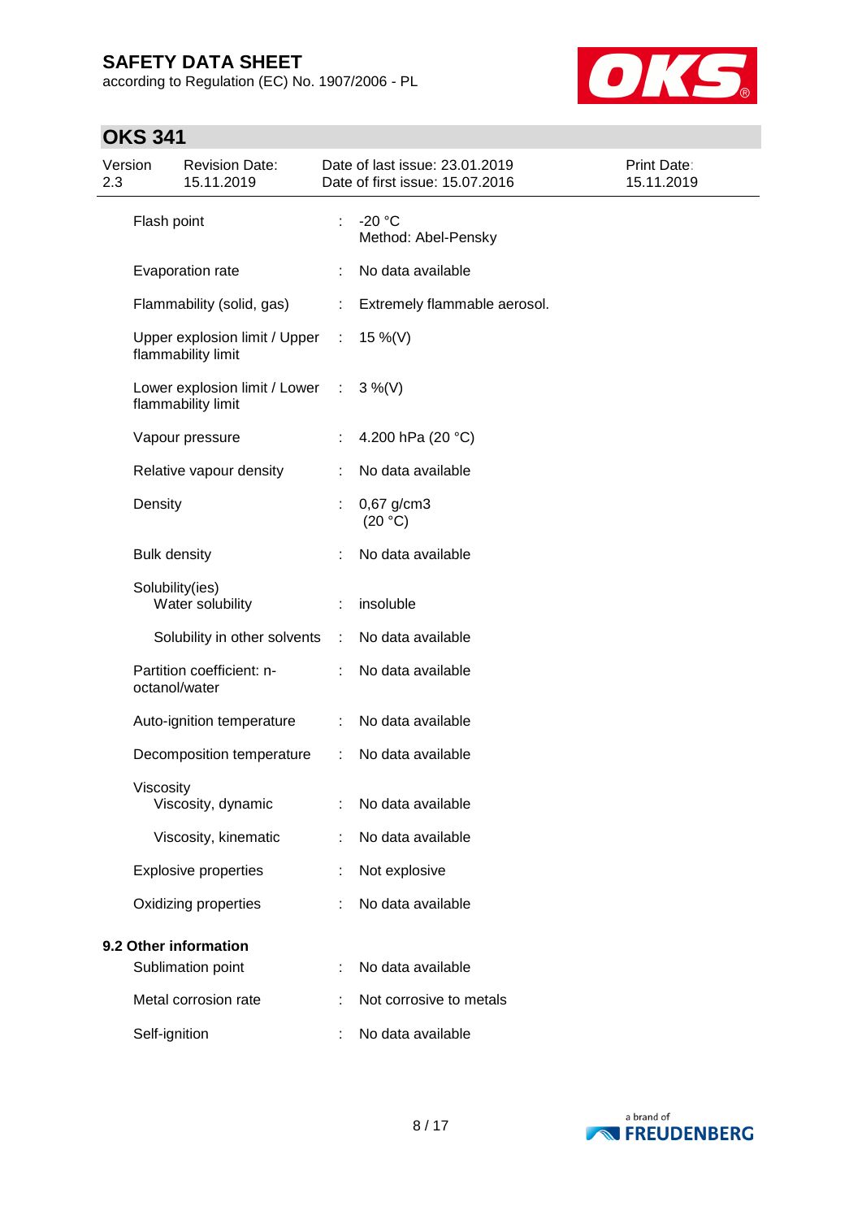| | | |
|---|---|---|
| Flash point | : | -20 °C<br>Method: Abel-Pensky |
| Evaporation rate | : | No data available |
| Flammability (solid, gas) | : | Extremely flammable aerosol. |
| Upper explosion limit / Upper flammability limit | : | 15 %(V) |
| Lower explosion limit / Lower flammability limit | : | 3 %(V) |
| Vapour pressure | : | 4.200 hPa (20 °C) |
| Relative vapour density | : | No data available |
| Density | : | 0,67 g/cm3<br>(20 °C) |
| Bulk density | : | No data available |
| Solubility(ies)<br>Water solubility | : | insoluble |
| Solubility in other solvents | : | No data available |
| Partition coefficient: n-octanol/water | : | No data available |
| Auto-ignition temperature | : | No data available |
| Decomposition temperature | : | No data available |
| Viscosity<br>Viscosity, dynamic | : | No data available |
| Viscosity, kinematic | : | No data available |
| Explosive properties | : | Not explosive |
| Oxidizing properties | : | No data available |

**9.2 Other information**

| | | |
|---|---|---|
| Sublimation point | : | No data available |
| Metal corrosion rate | : | Not corrosive to metals |
| Self-ignition | : | No data available |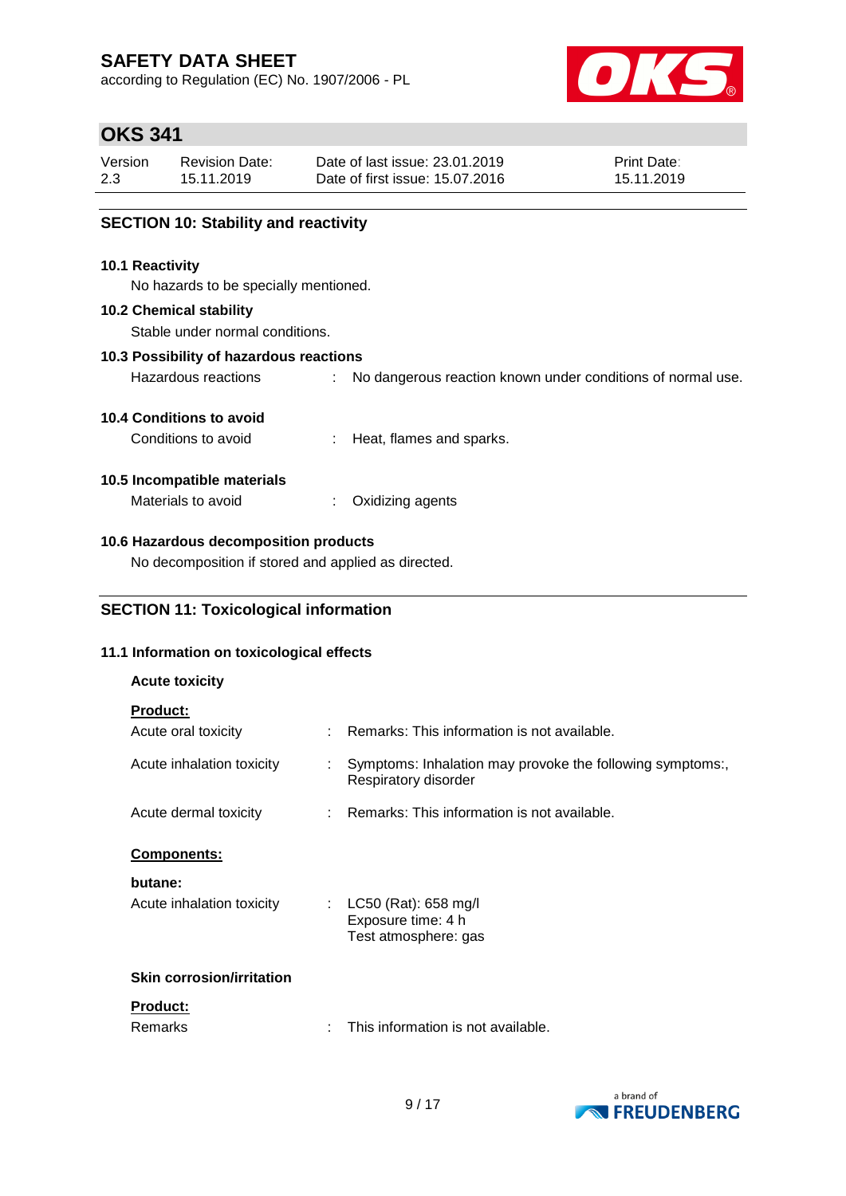## SECTION 10: Stability and reactivity

### 10.1 Reactivity

No hazards to be specially mentioned.

### 10.2 Chemical stability

Stable under normal conditions.

### 10.3 Possibility of hazardous reactions

Hazardous reactions : No dangerous reaction known under conditions of normal use.

### 10.4 Conditions to avoid

Conditions to avoid : Heat, flames and sparks.

### 10.5 Incompatible materials

Materials to avoid : Oxidizing agents

### 10.6 Hazardous decomposition products

No decomposition if stored and applied as directed.

## SECTION 11: Toxicological information

### 11.1 Information on toxicological effects

**Acute toxicity**

**Product:**

Acute oral toxicity : Remarks: This information is not available.

Acute inhalation toxicity : Symptoms: Inhalation may provoke the following symptoms:, Respiratory disorder

Acute dermal toxicity : Remarks: This information is not available.

**Components:**

**butane:**

Acute inhalation toxicity : LC50 (Rat): 658 mg/l
Exposure time: 4 h
Test atmosphere: gas

**Skin corrosion/irritation**

**Product:**

Remarks : This information is not available.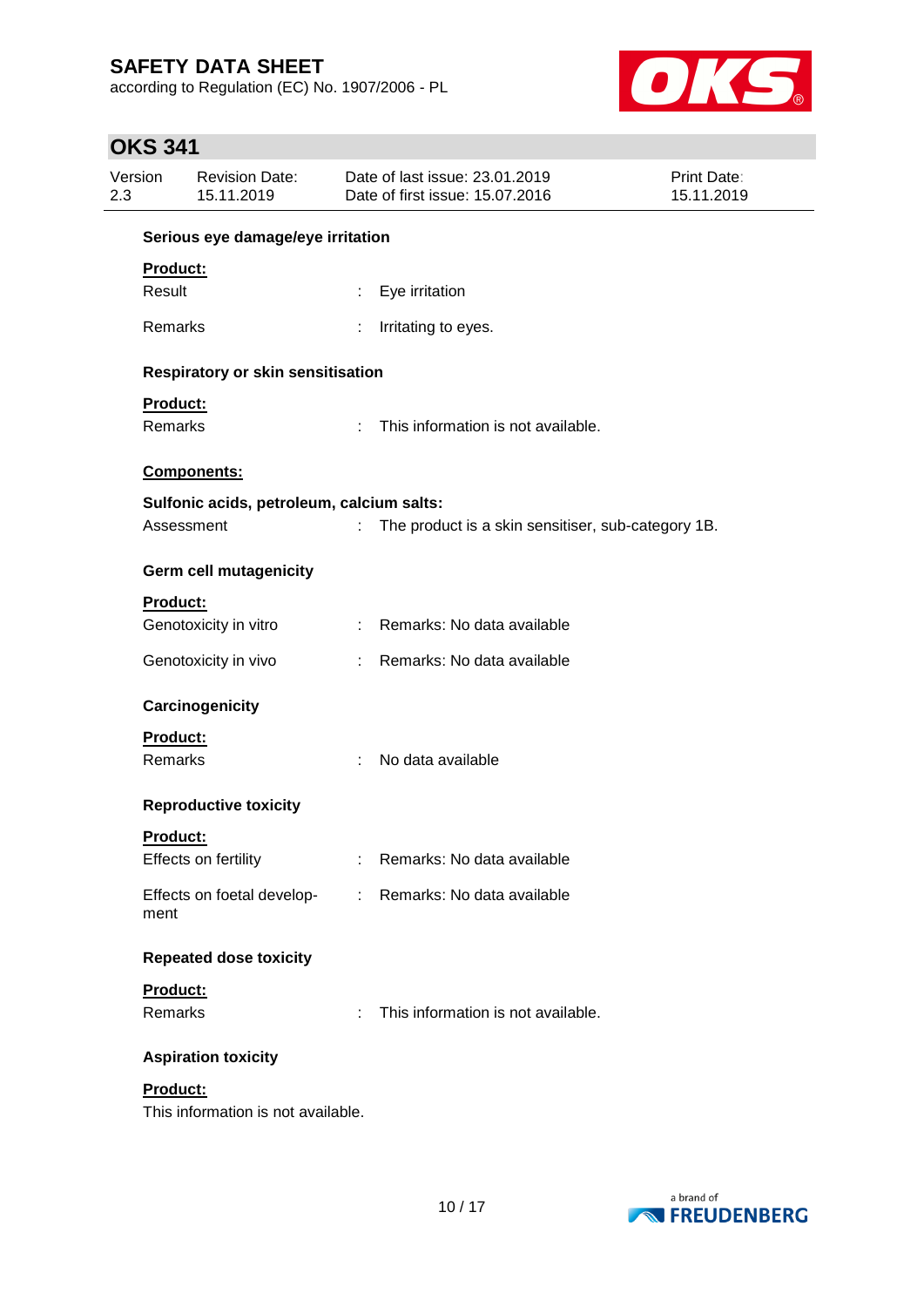**Serious eye damage/eye irritation**

**Product:**

Result : Eye irritation

Remarks : Irritating to eyes.

**Respiratory or skin sensitisation**

**Product:**

Remarks : This information is not available.

**Components:**

**Sulfonic acids, petroleum, calcium salts:**

Assessment : The product is a skin sensitiser, sub-category 1B.

**Germ cell mutagenicity**

**Product:**

Genotoxicity in vitro : Remarks: No data available

Genotoxicity in vivo : Remarks: No data available

**Carcinogenicity**

**Product:**

Remarks : No data available

**Reproductive toxicity**

**Product:**

Effects on fertility : Remarks: No data available

Effects on foetal development : Remarks: No data available

**Repeated dose toxicity**

**Product:**

Remarks : This information is not available.

**Aspiration toxicity**

**Product:**

This information is not available.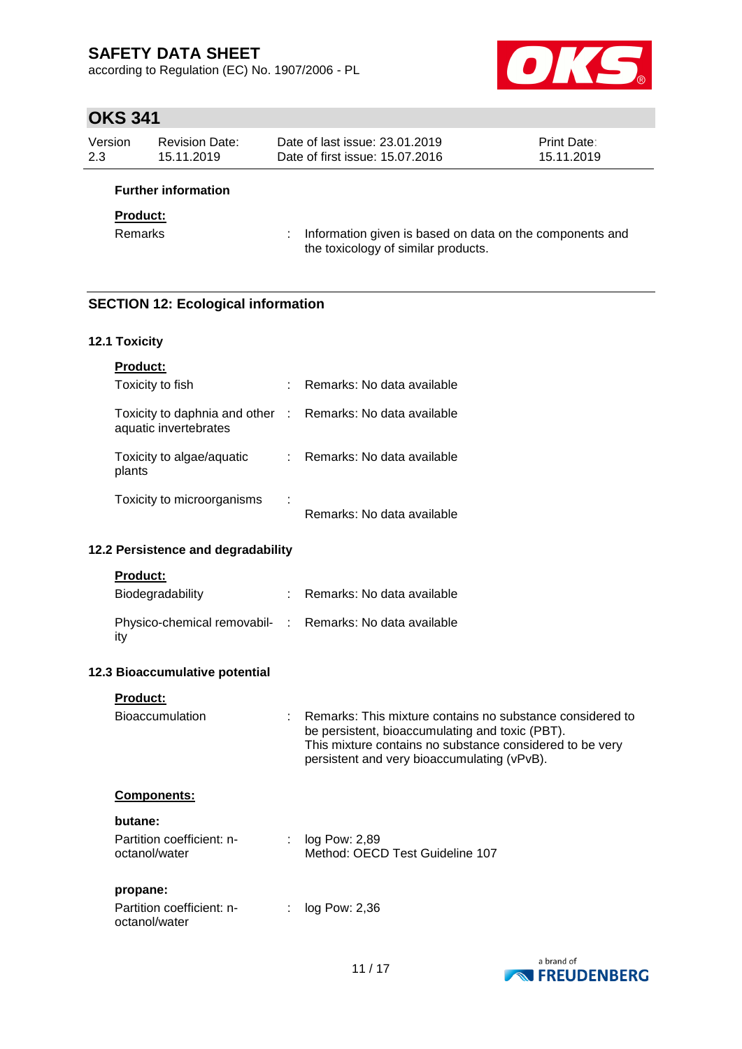**Further information**

**Product:**

Remarks : Information given is based on data on the components and the toxicology of similar products.

## SECTION 12: Ecological information

### 12.1 Toxicity

**Product:**

| | |
|---|---|
| Toxicity to fish | : Remarks: No data available |
| Toxicity to daphnia and other aquatic invertebrates | : Remarks: No data available |
| Toxicity to algae/aquatic plants | : Remarks: No data available |
| Toxicity to microorganisms | : Remarks: No data available |

### 12.2 Persistence and degradability

**Product:**

| | |
|---|---|
| Biodegradability | : Remarks: No data available |
| Physico-chemical removability | : Remarks: No data available |

### 12.3 Bioaccumulative potential

**Product:**

Bioaccumulation : Remarks: This mixture contains no substance considered to be persistent, bioaccumulating and toxic (PBT). This mixture contains no substance considered to be very persistent and very bioaccumulating (vPvB).

**Components:**

**butane:**

Partition coefficient: n-octanol/water : log Pow: 2,89
Method: OECD Test Guideline 107

**propane:**

Partition coefficient: n-octanol/water : log Pow: 2,36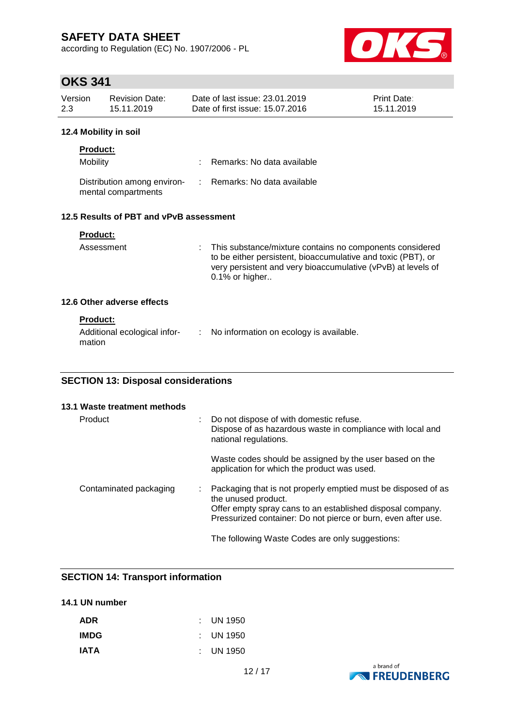### 12.4 Mobility in soil

**Product:**

| | | |
|---|---|---|
| Mobility | : | Remarks: No data available |
| Distribution among environmental compartments | : | Remarks: No data available |

### 12.5 Results of PBT and vPvB assessment

**Product:**

| | | |
|---|---|---|
| Assessment | : | This substance/mixture contains no components considered to be either persistent, bioaccumulative and toxic (PBT), or very persistent and very bioaccumulative (vPvB) at levels of 0.1% or higher.. |

### 12.6 Other adverse effects

**Product:**

| | | |
|---|---|---|
| Additional ecological information | : | No information on ecology is available. |

## SECTION 13: Disposal considerations

### 13.1 Waste treatment methods

| | | |
|---|---|---|
| Product | : | Do not dispose of with domestic refuse.<br>Dispose of as hazardous waste in compliance with local and national regulations.<br><br>Waste codes should be assigned by the user based on the application for which the product was used. |
| Contaminated packaging | : | Packaging that is not properly emptied must be disposed of as the unused product.<br>Offer empty spray cans to an established disposal company.<br>Pressurized container: Do not pierce or burn, even after use.<br><br>The following Waste Codes are only suggestions: |

## SECTION 14: Transport information

### 14.1 UN number

| | | |
|---|---|---|
| **ADR** | : | UN 1950 |
| **IMDG** | : | UN 1950 |
| **IATA** | : | UN 1950 |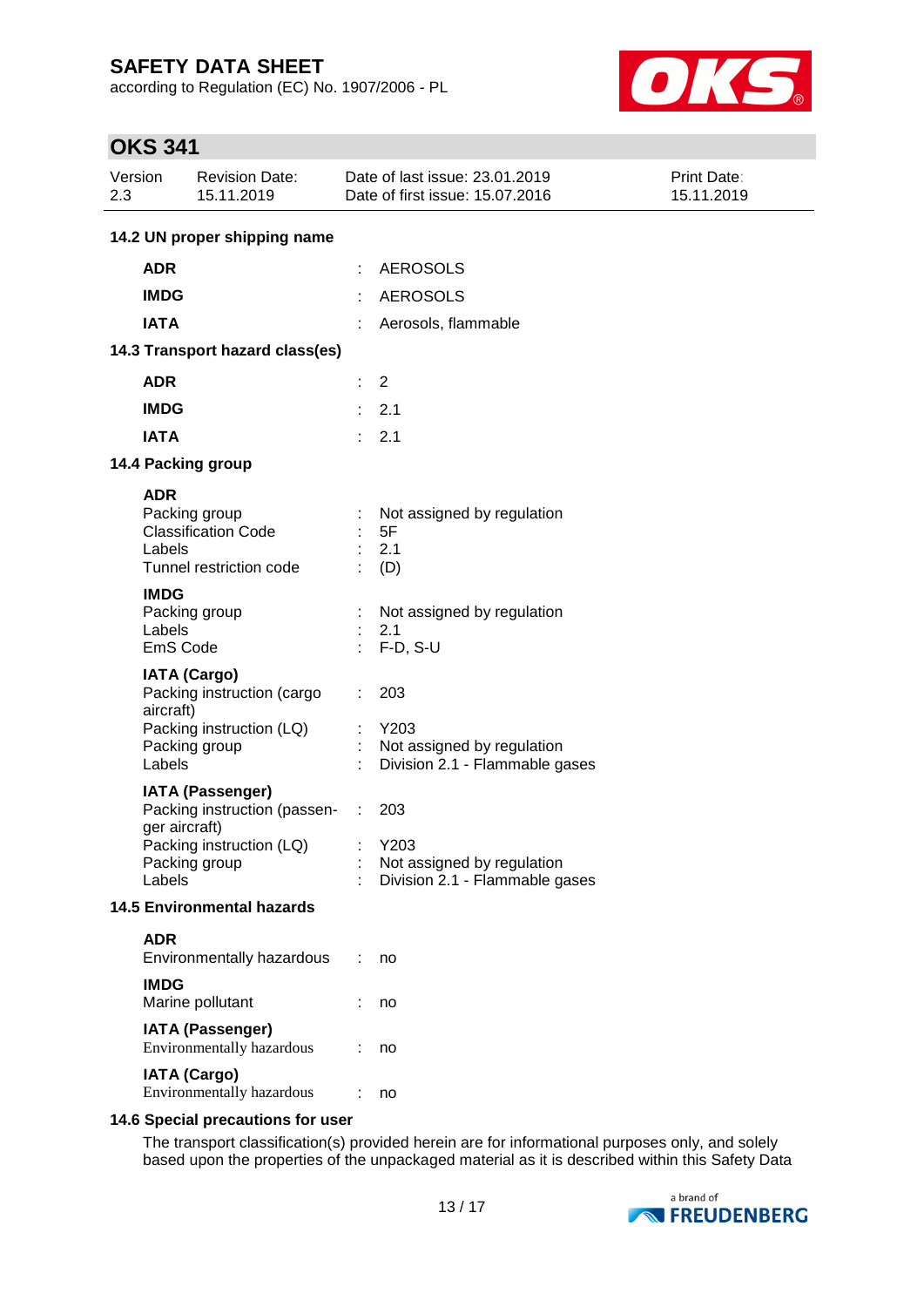**14.2 UN proper shipping name**

| | | |
|---|---|---|
| **ADR** | : | AEROSOLS |
| **IMDG** | : | AEROSOLS |
| **IATA** | : | Aerosols, flammable |

**14.3 Transport hazard class(es)**

| | | |
|---|---|---|
| **ADR** | : | 2 |
| **IMDG** | : | 2.1 |
| **IATA** | : | 2.1 |

**14.4 Packing group**

**ADR**

| | | |
|---|---|---|
| Packing group | : | Not assigned by regulation |
| Classification Code | : | 5F |
| Labels | : | 2.1 |
| Tunnel restriction code | : | (D) |

**IMDG**

| | | |
|---|---|---|
| Packing group | : | Not assigned by regulation |
| Labels | : | 2.1 |
| EmS Code | : | F-D, S-U |

**IATA (Cargo)**

| | | |
|---|---|---|
| Packing instruction (cargo aircraft) | : | 203 |
| Packing instruction (LQ) | : | Y203 |
| Packing group | : | Not assigned by regulation |
| Labels | : | Division 2.1 - Flammable gases |

**IATA (Passenger)**

| | | |
|---|---|---|
| Packing instruction (passenger aircraft) | : | 203 |
| Packing instruction (LQ) | : | Y203 |
| Packing group | : | Not assigned by regulation |
| Labels | : | Division 2.1 - Flammable gases |

**14.5 Environmental hazards**

**ADR**

| | | |
|---|---|---|
| Environmentally hazardous | : | no |

**IMDG**

| | | |
|---|---|---|
| Marine pollutant | : | no |

**IATA (Passenger)**

| | | |
|---|---|---|
| Environmentally hazardous | : | no |

**IATA (Cargo)**

| | | |
|---|---|---|
| Environmentally hazardous | : | no |

**14.6 Special precautions for user**

The transport classification(s) provided herein are for informational purposes only, and solely based upon the properties of the unpackaged material as it is described within this Safety Data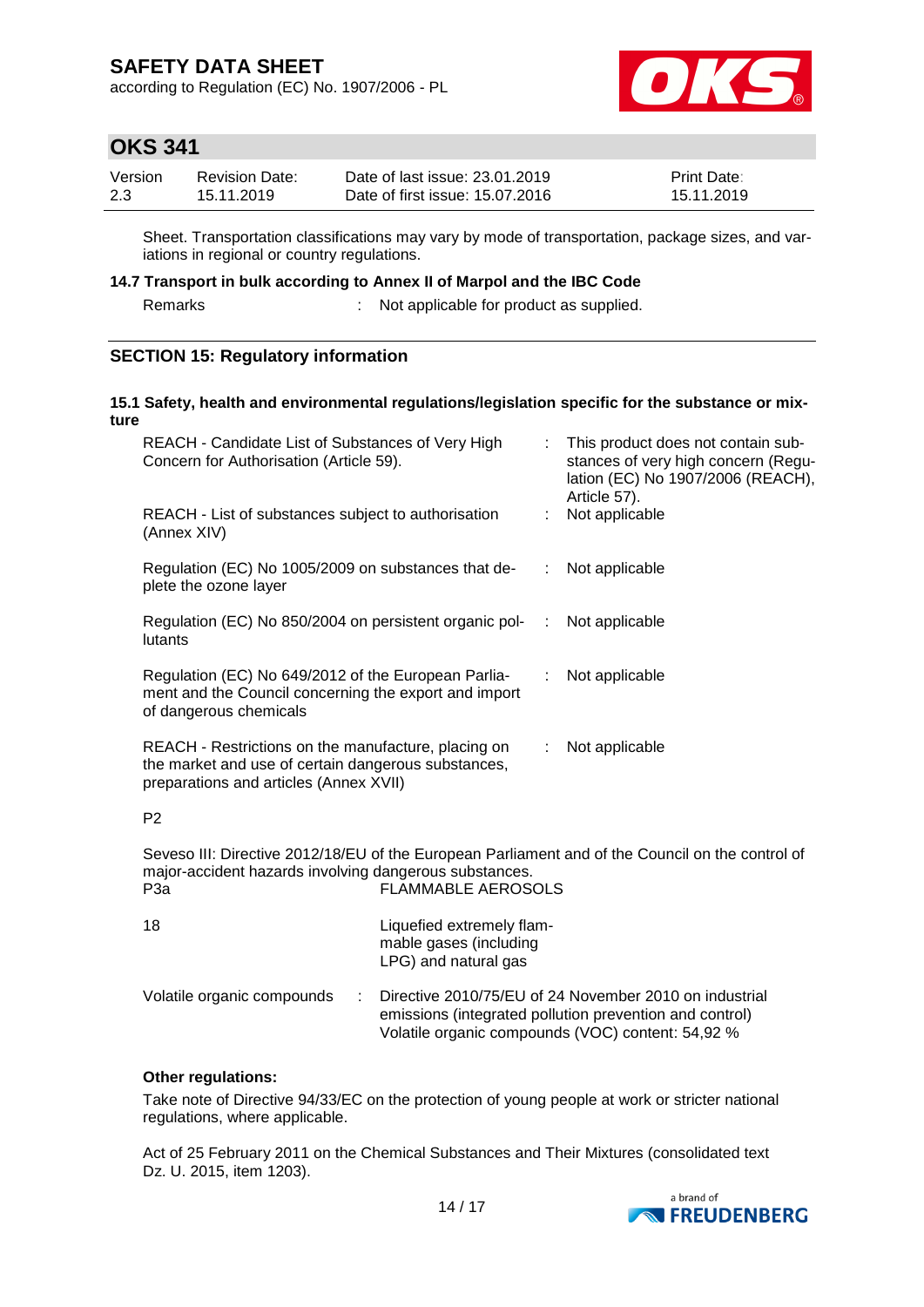Sheet. Transportation classifications may vary by mode of transportation, package sizes, and variations in regional or country regulations.

**14.7 Transport in bulk according to Annex II of Marpol and the IBC Code**

Remarks : Not applicable for product as supplied.

## SECTION 15: Regulatory information

**15.1 Safety, health and environmental regulations/legislation specific for the substance or mixture**

| | | |
|---|---|---|
| REACH - Candidate List of Substances of Very High Concern for Authorisation (Article 59). | : | This product does not contain substances of very high concern (Regulation (EC) No 1907/2006 (REACH), Article 57). |
| REACH - List of substances subject to authorisation (Annex XIV) | : | Not applicable |
| Regulation (EC) No 1005/2009 on substances that deplete the ozone layer | : | Not applicable |
| Regulation (EC) No 850/2004 on persistent organic pollutants | : | Not applicable |
| Regulation (EC) No 649/2012 of the European Parliament and the Council concerning the export and import of dangerous chemicals | : | Not applicable |
| REACH - Restrictions on the manufacture, placing on the market and use of certain dangerous substances, preparations and articles (Annex XVII) | : | Not applicable |

P2

Seveso III: Directive 2012/18/EU of the European Parliament and of the Council on the control of major-accident hazards involving dangerous substances.

| | |
|---|---|
| P3a | FLAMMABLE AEROSOLS |
| 18 | Liquefied extremely flammable gases (including LPG) and natural gas |

Volatile organic compounds : Directive 2010/75/EU of 24 November 2010 on industrial emissions (integrated pollution prevention and control)
Volatile organic compounds (VOC) content: 54,92 %

**Other regulations:**

Take note of Directive 94/33/EC on the protection of young people at work or stricter national regulations, where applicable.

Act of 25 February 2011 on the Chemical Substances and Their Mixtures (consolidated text Dz. U. 2015, item 1203).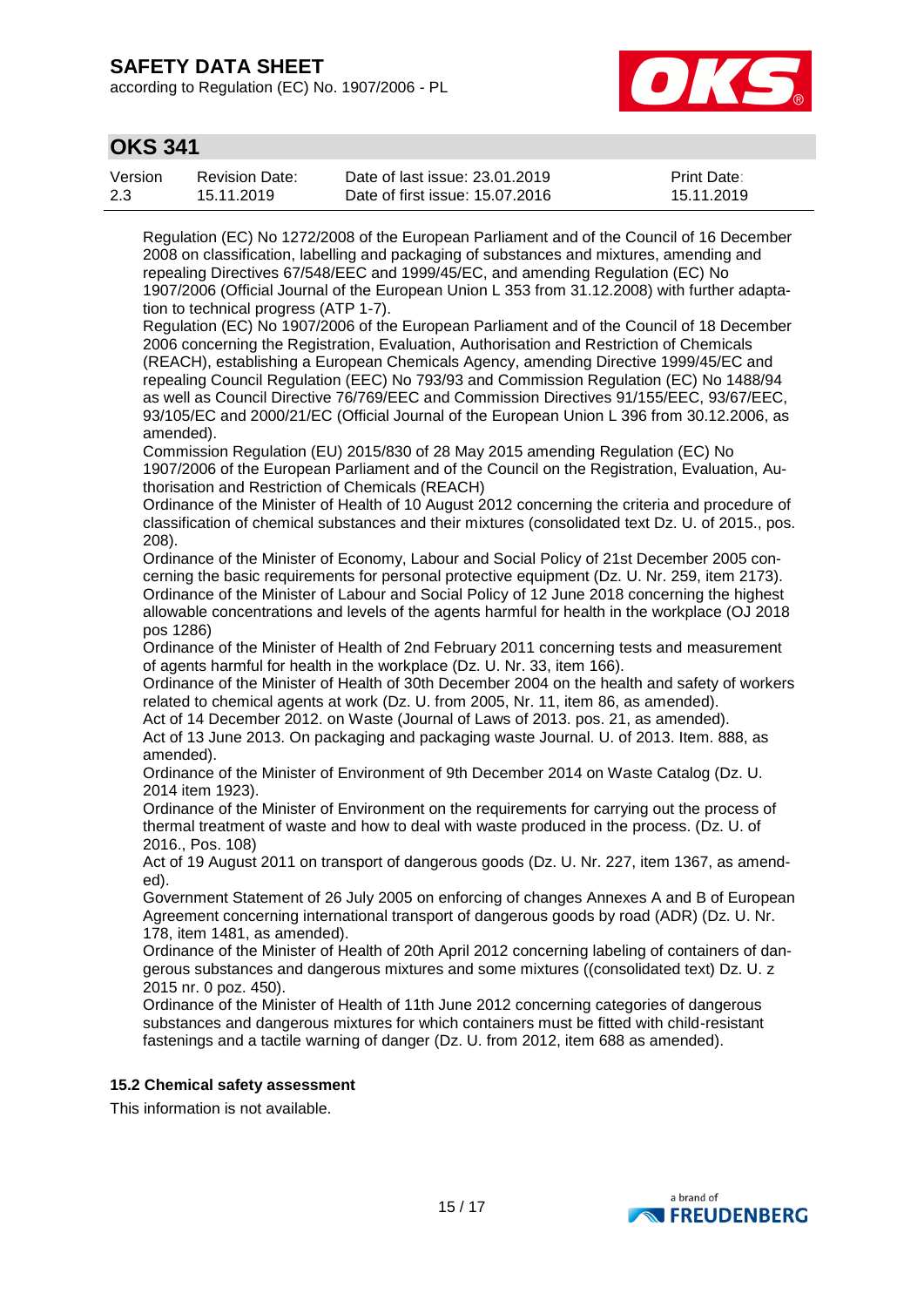Regulation (EC) No 1272/2008 of the European Parliament and of the Council of 16 December 2008 on classification, labelling and packaging of substances and mixtures, amending and repealing Directives 67/548/EEC and 1999/45/EC, and amending Regulation (EC) No 1907/2006 (Official Journal of the European Union L 353 from 31.12.2008) with further adaptation to technical progress (ATP 1-7).
Regulation (EC) No 1907/2006 of the European Parliament and of the Council of 18 December 2006 concerning the Registration, Evaluation, Authorisation and Restriction of Chemicals (REACH), establishing a European Chemicals Agency, amending Directive 1999/45/EC and repealing Council Regulation (EEC) No 793/93 and Commission Regulation (EC) No 1488/94 as well as Council Directive 76/769/EEC and Commission Directives 91/155/EEC, 93/67/EEC, 93/105/EC and 2000/21/EC (Official Journal of the European Union L 396 from 30.12.2006, as amended).
Commission Regulation (EU) 2015/830 of 28 May 2015 amending Regulation (EC) No 1907/2006 of the European Parliament and of the Council on the Registration, Evaluation, Authorisation and Restriction of Chemicals (REACH)
Ordinance of the Minister of Health of 10 August 2012 concerning the criteria and procedure of classification of chemical substances and their mixtures (consolidated text Dz. U. of 2015., pos. 208).
Ordinance of the Minister of Economy, Labour and Social Policy of 21st December 2005 concerning the basic requirements for personal protective equipment (Dz. U. Nr. 259, item 2173).
Ordinance of the Minister of Labour and Social Policy of 12 June 2018 concerning the highest allowable concentrations and levels of the agents harmful for health in the workplace (OJ 2018 pos 1286)
Ordinance of the Minister of Health of 2nd February 2011 concerning tests and measurement of agents harmful for health in the workplace (Dz. U. Nr. 33, item 166).
Ordinance of the Minister of Health of 30th December 2004 on the health and safety of workers related to chemical agents at work (Dz. U. from 2005, Nr. 11, item 86, as amended).
Act of 14 December 2012. on Waste (Journal of Laws of 2013. pos. 21, as amended).
Act of 13 June 2013. On packaging and packaging waste Journal. U. of 2013. Item. 888, as amended).
Ordinance of the Minister of Environment of 9th December 2014 on Waste Catalog (Dz. U. 2014 item 1923).
Ordinance of the Minister of Environment on the requirements for carrying out the process of thermal treatment of waste and how to deal with waste produced in the process. (Dz. U. of 2016., Pos. 108)
Act of 19 August 2011 on transport of dangerous goods (Dz. U. Nr. 227, item 1367, as amended).
Government Statement of 26 July 2005 on enforcing of changes Annexes A and B of European Agreement concerning international transport of dangerous goods by road (ADR) (Dz. U. Nr. 178, item 1481, as amended).
Ordinance of the Minister of Health of 20th April 2012 concerning labeling of containers of dangerous substances and dangerous mixtures and some mixtures ((consolidated text) Dz. U. z 2015 nr. 0 poz. 450).
Ordinance of the Minister of Health of 11th June 2012 concerning categories of dangerous substances and dangerous mixtures for which containers must be fitted with child-resistant fastenings and a tactile warning of danger (Dz. U. from 2012, item 688 as amended).

### 15.2 Chemical safety assessment

This information is not available.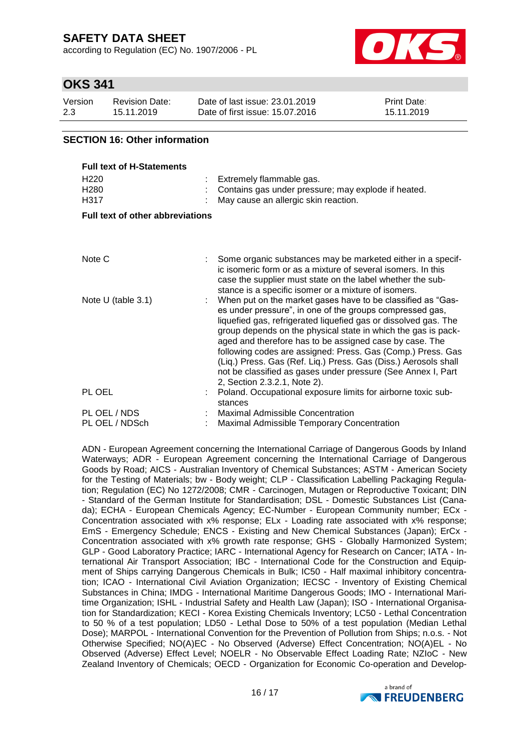## SECTION 16: Other information

**Full text of H-Statements**

| | |
|---|---|
| H220 | : Extremely flammable gas. |
| H280 | : Contains gas under pressure; may explode if heated. |
| H317 | : May cause an allergic skin reaction. |

**Full text of other abbreviations**

| | |
|---|---|
| Note C | : Some organic substances may be marketed either in a specific isomeric form or as a mixture of several isomers. In this case the supplier must state on the label whether the substance is a specific isomer or a mixture of isomers. |
| Note U (table 3.1) | : When put on the market gases have to be classified as "Gases under pressure", in one of the groups compressed gas, liquefied gas, refrigerated liquefied gas or dissolved gas. The group depends on the physical state in which the gas is packaged and therefore has to be assigned case by case. The following codes are assigned: Press. Gas (Comp.) Press. Gas (Liq.) Press. Gas (Ref. Liq.) Press. Gas (Diss.) Aerosols shall not be classified as gases under pressure (See Annex I, Part 2, Section 2.3.2.1, Note 2). |
| PL OEL | : Poland. Occupational exposure limits for airborne toxic substances |
| PL OEL / NDS | : Maximal Admissible Concentration |
| PL OEL / NDSch | : Maximal Admissible Temporary Concentration |

ADN - European Agreement concerning the International Carriage of Dangerous Goods by Inland Waterways; ADR - European Agreement concerning the International Carriage of Dangerous Goods by Road; AICS - Australian Inventory of Chemical Substances; ASTM - American Society for the Testing of Materials; bw - Body weight; CLP - Classification Labelling Packaging Regulation; Regulation (EC) No 1272/2008; CMR - Carcinogen, Mutagen or Reproductive Toxicant; DIN - Standard of the German Institute for Standardisation; DSL - Domestic Substances List (Canada); ECHA - European Chemicals Agency; EC-Number - European Community number; ECx - Concentration associated with x% response; ELx - Loading rate associated with x% response; EmS - Emergency Schedule; ENCS - Existing and New Chemical Substances (Japan); ErCx - Concentration associated with x% growth rate response; GHS - Globally Harmonized System; GLP - Good Laboratory Practice; IARC - International Agency for Research on Cancer; IATA - International Air Transport Association; IBC - International Code for the Construction and Equipment of Ships carrying Dangerous Chemicals in Bulk; IC50 - Half maximal inhibitory concentration; ICAO - International Civil Aviation Organization; IECSC - Inventory of Existing Chemical Substances in China; IMDG - International Maritime Dangerous Goods; IMO - International Maritime Organization; ISHL - Industrial Safety and Health Law (Japan); ISO - International Organisation for Standardization; KECI - Korea Existing Chemicals Inventory; LC50 - Lethal Concentration to 50 % of a test population; LD50 - Lethal Dose to 50% of a test population (Median Lethal Dose); MARPOL - International Convention for the Prevention of Pollution from Ships; n.o.s. - Not Otherwise Specified; NO(A)EC - No Observed (Adverse) Effect Concentration; NO(A)EL - No Observed (Adverse) Effect Level; NOELR - No Observable Effect Loading Rate; NZIoC - New Zealand Inventory of Chemicals; OECD - Organization for Economic Co-operation and Develop-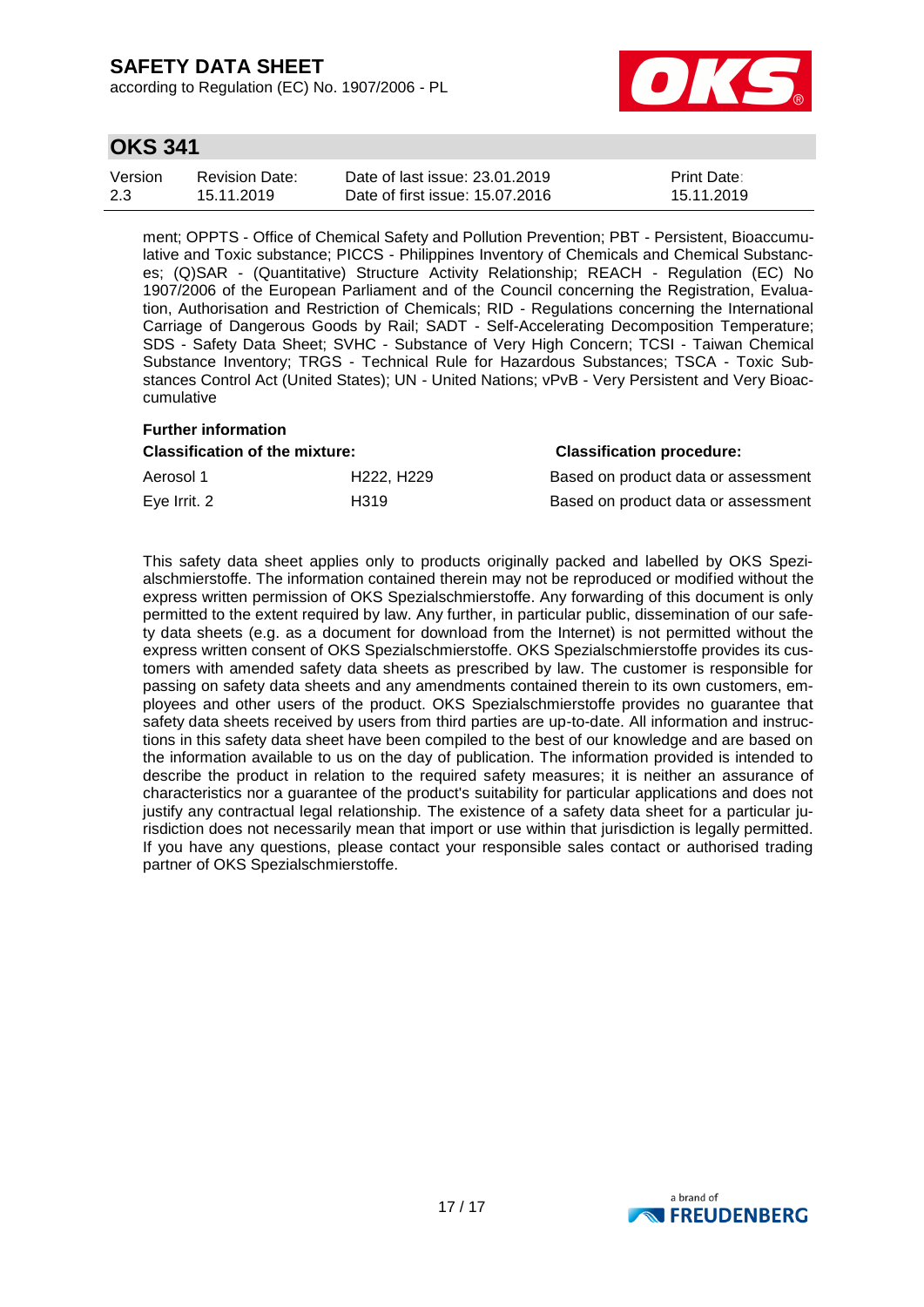ment; OPPTS - Office of Chemical Safety and Pollution Prevention; PBT - Persistent, Bioaccumulative and Toxic substance; PICCS - Philippines Inventory of Chemicals and Chemical Substances; (Q)SAR - (Quantitative) Structure Activity Relationship; REACH - Regulation (EC) No 1907/2006 of the European Parliament and of the Council concerning the Registration, Evaluation, Authorisation and Restriction of Chemicals; RID - Regulations concerning the International Carriage of Dangerous Goods by Rail; SADT - Self-Accelerating Decomposition Temperature; SDS - Safety Data Sheet; SVHC - Substance of Very High Concern; TCSI - Taiwan Chemical Substance Inventory; TRGS - Technical Rule for Hazardous Substances; TSCA - Toxic Substances Control Act (United States); UN - United Nations; vPvB - Very Persistent and Very Bioaccumulative

**Further information**

| Classification of the mixture: | | Classification procedure: |
|---|---|---|
| Aerosol 1 | H222, H229 | Based on product data or assessment |
| Eye Irrit. 2 | H319 | Based on product data or assessment |

This safety data sheet applies only to products originally packed and labelled by OKS Spezialschmierstoffe. The information contained therein may not be reproduced or modified without the express written permission of OKS Spezialschmierstoffe. Any forwarding of this document is only permitted to the extent required by law. Any further, in particular public, dissemination of our safety data sheets (e.g. as a document for download from the Internet) is not permitted without the express written consent of OKS Spezialschmierstoffe. OKS Spezialschmierstoffe provides its customers with amended safety data sheets as prescribed by law. The customer is responsible for passing on safety data sheets and any amendments contained therein to its own customers, employees and other users of the product. OKS Spezialschmierstoffe provides no guarantee that safety data sheets received by users from third parties are up-to-date. All information and instructions in this safety data sheet have been compiled to the best of our knowledge and are based on the information available to us on the day of publication. The information provided is intended to describe the product in relation to the required safety measures; it is neither an assurance of characteristics nor a guarantee of the product's suitability for particular applications and does not justify any contractual legal relationship. The existence of a safety data sheet for a particular jurisdiction does not necessarily mean that import or use within that jurisdiction is legally permitted. If you have any questions, please contact your responsible sales contact or authorised trading partner of OKS Spezialschmierstoffe.